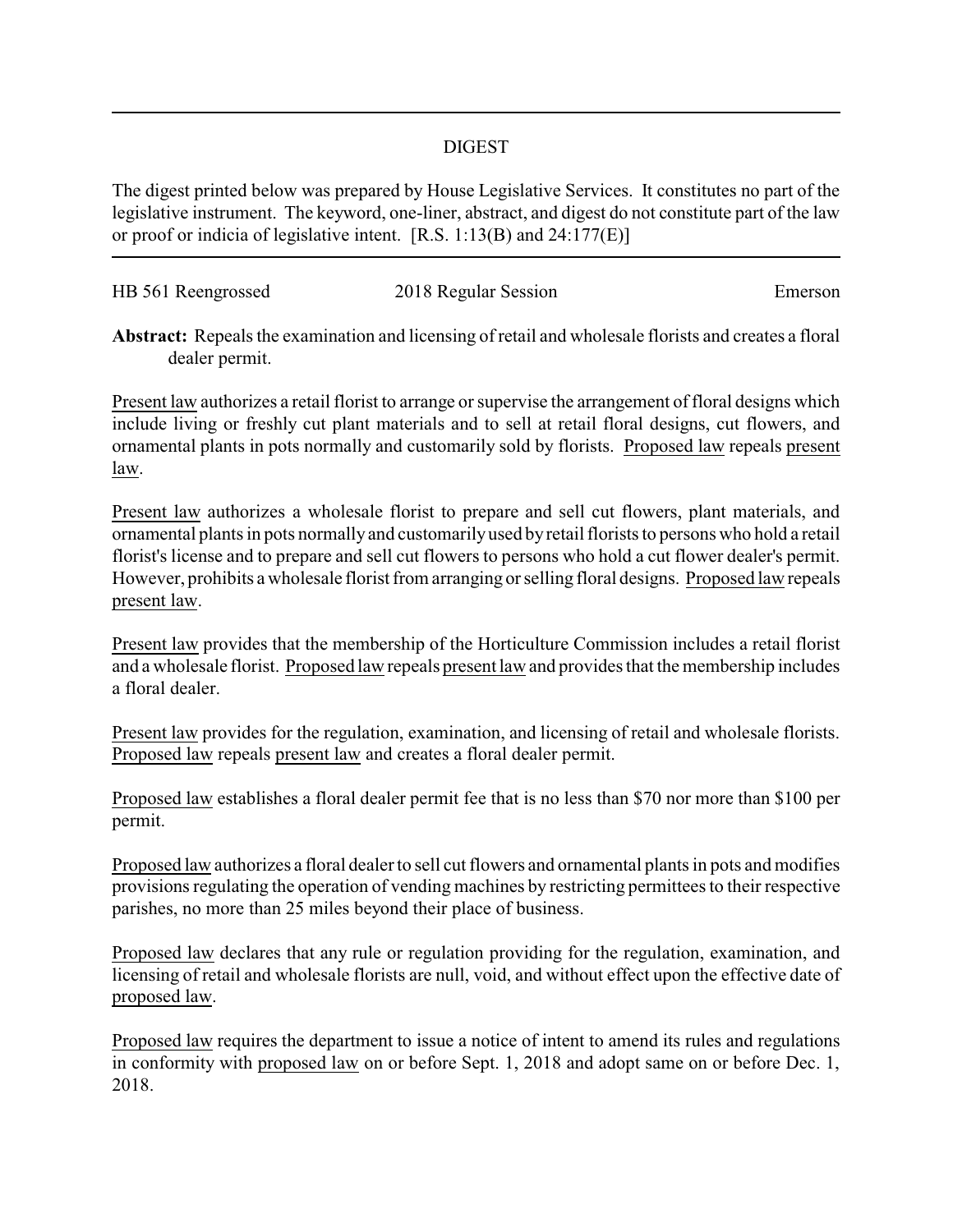# DIGEST

The digest printed below was prepared by House Legislative Services. It constitutes no part of the legislative instrument. The keyword, one-liner, abstract, and digest do not constitute part of the law or proof or indicia of legislative intent. [R.S. 1:13(B) and 24:177(E)]

HB 561 Reengrossed | 2018 Regular Session | Emerson

**Abstract:** Repeals the examination and licensing of retail and wholesale florists and creates a floral dealer permit.

Present law authorizes a retail florist to arrange or supervise the arrangement of floral designs which include living or freshly cut plant materials and to sell at retail floral designs, cut flowers, and ornamental plants in pots normally and customarily sold by florists. Proposed law repeals present law.

Present law authorizes a wholesale florist to prepare and sell cut flowers, plant materials, and ornamental plants in pots normally and customarily used by retail florists to persons who hold a retail florist's license and to prepare and sell cut flowers to persons who hold a cut flower dealer's permit. However, prohibits a wholesale florist from arranging or selling floral designs. Proposed law repeals present law.

Present law provides that the membership of the Horticulture Commission includes a retail florist and a wholesale florist. Proposed law repeals present law and provides that the membership includes a floral dealer.

Present law provides for the regulation, examination, and licensing of retail and wholesale florists. Proposed law repeals present law and creates a floral dealer permit.

Proposed law establishes a floral dealer permit fee that is no less than $70 nor more than $100 per permit.

Proposed law authorizes a floral dealer to sell cut flowers and ornamental plants in pots and modifies provisions regulating the operation of vending machines by restricting permittees to their respective parishes, no more than 25 miles beyond their place of business.

Proposed law declares that any rule or regulation providing for the regulation, examination, and licensing of retail and wholesale florists are null, void, and without effect upon the effective date of proposed law.

Proposed law requires the department to issue a notice of intent to amend its rules and regulations in conformity with proposed law on or before Sept. 1, 2018 and adopt same on or before Dec. 1, 2018.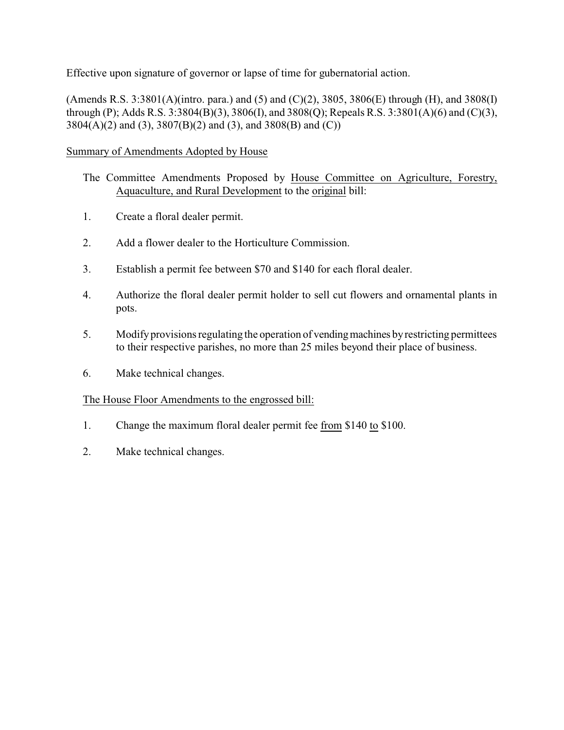Effective upon signature of governor or lapse of time for gubernatorial action.

(Amends R.S. 3:3801(A)(intro. para.) and (5) and (C)(2), 3805, 3806(E) through (H), and 3808(I) through (P); Adds R.S. 3:3804(B)(3), 3806(I), and 3808(Q); Repeals R.S. 3:3801(A)(6) and (C)(3), 3804(A)(2) and (3), 3807(B)(2) and (3), and 3808(B) and (C))

<u>Summary of Amendments Adopted by House</u>

The Committee Amendments Proposed by <u>House Committee on Agriculture, Forestry, Aquaculture, and Rural Development</u> to the <u>original</u> bill:

1. Create a floral dealer permit.

2. Add a flower dealer to the Horticulture Commission.

3. Establish a permit fee between $70 and $140 for each floral dealer.

4. Authorize the floral dealer permit holder to sell cut flowers and ornamental plants in pots.

5. Modify provisions regulating the operation of vending machines by restricting permittees to their respective parishes, no more than 25 miles beyond their place of business.

6. Make technical changes.

<u>The House Floor Amendments to the engrossed bill:</u>

1. Change the maximum floral dealer permit fee <u>from</u> $140 <u>to</u> $100.

2. Make technical changes.